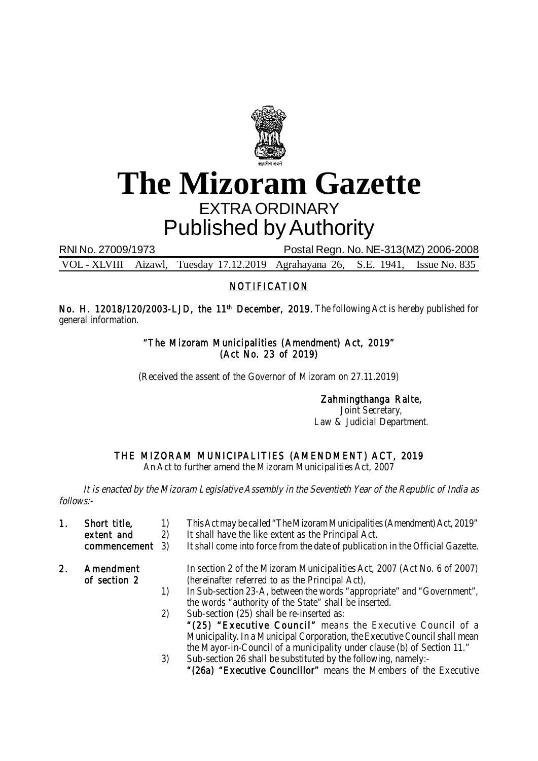# The Mizoram Gazette

## EXTRA ORDINARY

## Published by Authority

RNI No. 27009/1973 Postal Regn. No. NE-313(MZ) 2006-2008

VOL - XLVIII Aizawl, Tuesday 17.12.2019 Agrahayana 26, S.E. 1941, Issue No. 835

### NOTIFICATION

**No. H. 12018/120/2003-LJD, the 11th December, 2019.** The following Act is hereby published for general information.

**"The Mizoram Municipalities (Amendment) Act, 2019"**
**(Act No. 23 of 2019)**

(Received the assent of the Governor of Mizoram on 27.11.2019)

**Zahmingthanga Ralte,**
Joint Secretary,
Law & Judicial Department.

### THE MIZORAM MUNICIPALITIES (AMENDMENT) ACT, 2019

An Act to further amend the Mizoram Municipalities Act, 2007

*It is enacted by the Mizoram Legislative Assembly in the Seventieth Year of the Republic of India as follows:-*

**1. Short title, extent and commencement**

1) This Act may be called "The Mizoram Municipalities (Amendment) Act, 2019"
2) It shall have the like extent as the Principal Act.
3) It shall come into force from the date of publication in the Official Gazette.

**2. Amendment of section 2**

In section 2 of the Mizoram Municipalities Act, 2007 (Act No. 6 of 2007) (hereinafter referred to as the Principal Act),

1) In Sub-section 23-A, between the words "appropriate" and "Government", the words "authority of the State" shall be inserted.
2) Sub-section (25) shall be re-inserted as:
   **"(25) "Executive Council"** means the Executive Council of a Municipality. In a Municipal Corporation, the Executive Council shall mean the Mayor-in-Council of a municipality under clause (b) of Section 11."
3) Sub-section 26 shall be substituted by the following, namely:-
   **"(26a) "Executive Councillor"** means the Members of the Executive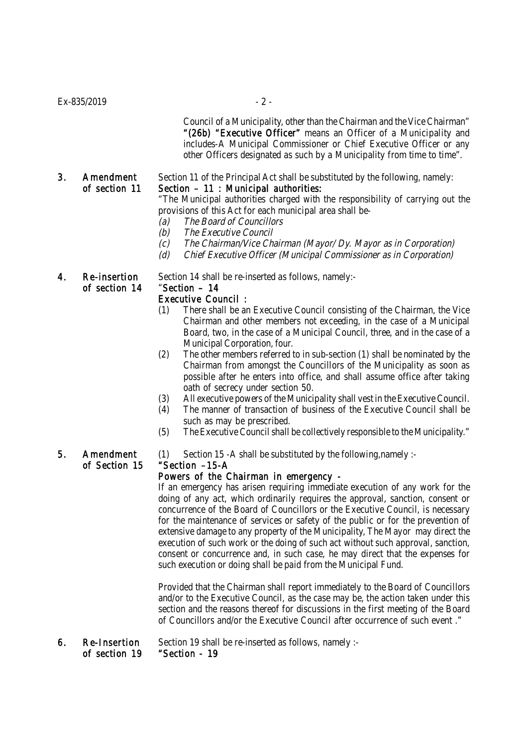Council of a Municipality, other than the Chairman and the Vice Chairman"

**"(26b) "Executive Officer"** means an Officer of a Municipality and includes-A Municipal Commissioner or Chief Executive Officer or any other Officers designated as such by a Municipality from time to time".

**3. Amendment of section 11**

Section 11 of the Principal Act shall be substituted by the following, namely:

**Section – 11 : Municipal authorities:**

"The Municipal authorities charged with the responsibility of carrying out the provisions of this Act for each municipal area shall be-

*(a) The Board of Councillors*

*(b) The Executive Council*

*(c) The Chairman/Vice Chairman (Mayor/ Dy. Mayor as in Corporation)*

*(d) Chief Executive Officer (Municipal Commissioner as in Corporation)*

**4. Re-insertion of section 14**

Section 14 shall be re-inserted as follows, namely:-

"**Section – 14**

**Executive Council :**

(1) There shall be an Executive Council consisting of the Chairman, the Vice Chairman and other members not exceeding, in the case of a Municipal Board, two, in the case of a Municipal Council, three, and in the case of a Municipal Corporation, four.

(2) The other members referred to in sub-section (1) shall be nominated by the Chairman from amongst the Councillors of the Municipality as soon as possible after he enters into office, and shall assume office after taking oath of secrecy under section 50.

(3) All executive powers of the Municipality shall vest in the Executive Council.

(4) The manner of transaction of business of the Executive Council shall be such as may be prescribed.

(5) The Executive Council shall be collectively responsible to the Municipality."

**5. Amendment of Section 15**

(1) Section 15 -A shall be substituted by the following,namely :-

**"Section –15-A**

**Powers of the Chairman in emergency -**

If an emergency has arisen requiring immediate execution of any work for the doing of any act, which ordinarily requires the approval, sanction, consent or concurrence of the Board of Councillors or the Executive Council, is necessary for the maintenance of services or safety of the public or for the prevention of extensive damage to any property of the Municipality, The Mayor may direct the execution of such work or the doing of such act without such approval, sanction, consent or concurrence and, in such case, he may direct that the expenses for such execution or doing shall be paid from the Municipal Fund.

Provided that the Chairman shall report immediately to the Board of Councillors and/or to the Executive Council, as the case may be, the action taken under this section and the reasons thereof for discussions in the first meeting of the Board of Councillors and/or the Executive Council after occurrence of such event ."

**6. Re-Insertion of section 19**

Section 19 shall be re-inserted as follows, namely :-

**"Section - 19**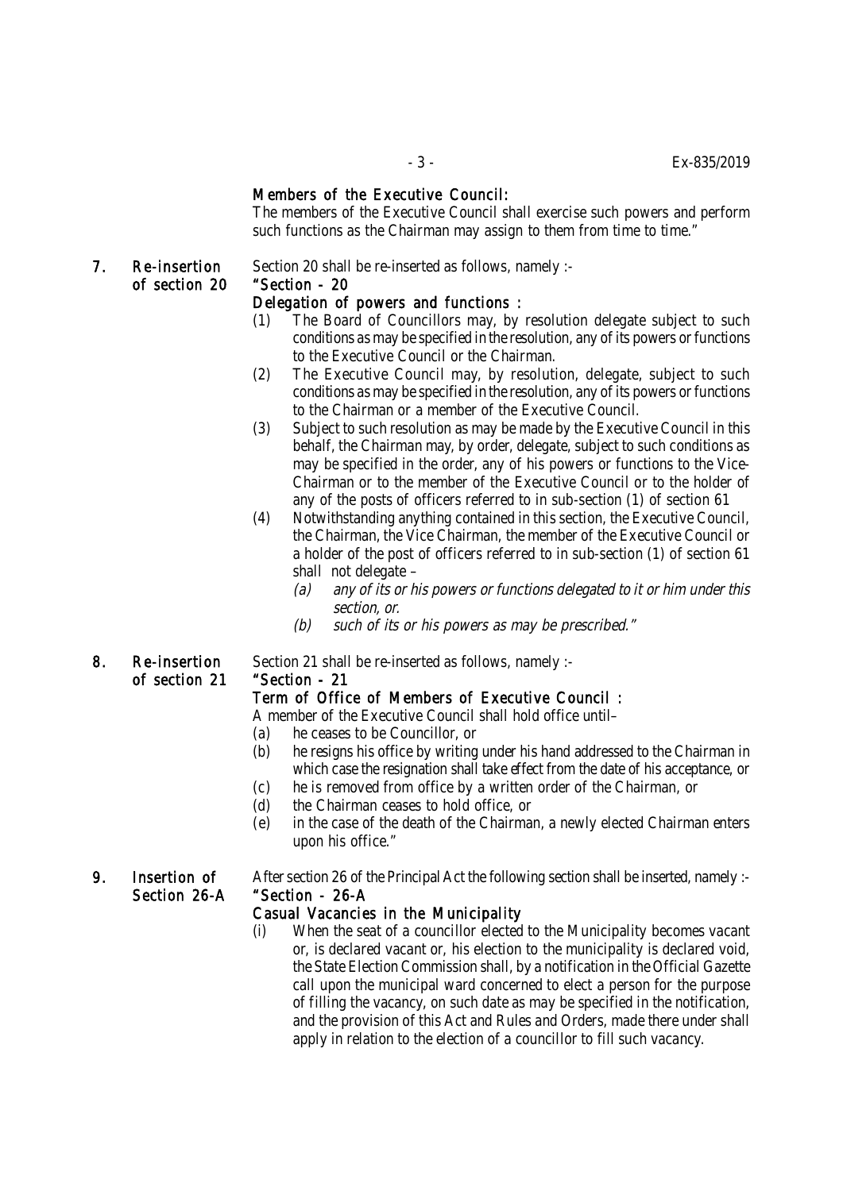**Members of the Executive Council:**

The members of the Executive Council shall exercise such powers and perform such functions as the Chairman may assign to them from time to time."

**7. Re-insertion of section 20** Section 20 shall be re-inserted as follows, namely :-

**"Section - 20**

**Delegation of powers and functions :**

(1) The Board of Councillors may, by resolution delegate subject to such conditions as may be specified in the resolution, any of its powers or functions to the Executive Council or the Chairman.

(2) The Executive Council may, by resolution, delegate, subject to such conditions as may be specified in the resolution, any of its powers or functions to the Chairman or a member of the Executive Council.

(3) Subject to such resolution as may be made by the Executive Council in this behalf, the Chairman may, by order, delegate, subject to such conditions as may be specified in the order, any of his powers or functions to the Vice-Chairman or to the member of the Executive Council or to the holder of any of the posts of officers referred to in sub-section (1) of section 61

(4) Notwithstanding anything contained in this section, the Executive Council, the Chairman, the Vice Chairman, the member of the Executive Council or a holder of the post of officers referred to in sub-section (1) of section 61 shall not delegate –

*(a) any of its or his powers or functions delegated to it or him under this section, or.*

*(b) such of its or his powers as may be prescribed."*

**8. Re-insertion of section 21** Section 21 shall be re-inserted as follows, namely :-

**"Section - 21**

**Term of Office of Members of Executive Council :**

A member of the Executive Council shall hold office until–

(a) he ceases to be Councillor, or

(b) he resigns his office by writing under his hand addressed to the Chairman in which case the resignation shall take effect from the date of his acceptance, or

(c) he is removed from office by a written order of the Chairman, or

(d) the Chairman ceases to hold office, or

(e) in the case of the death of the Chairman, a newly elected Chairman enters upon his office."

**9. Insertion of Section 26-A** After section 26 of the Principal Act the following section shall be inserted, namely :-

**"Section - 26-A**

**Casual Vacancies in the Municipality**

(i) When the seat of a councillor elected to the Municipality becomes vacant or, is declared vacant or, his election to the municipality is declared void, the State Election Commission shall, by a notification in the Official Gazette call upon the municipal ward concerned to elect a person for the purpose of filling the vacancy, on such date as may be specified in the notification, and the provision of this Act and Rules and Orders, made there under shall apply in relation to the election of a councillor to fill such vacancy.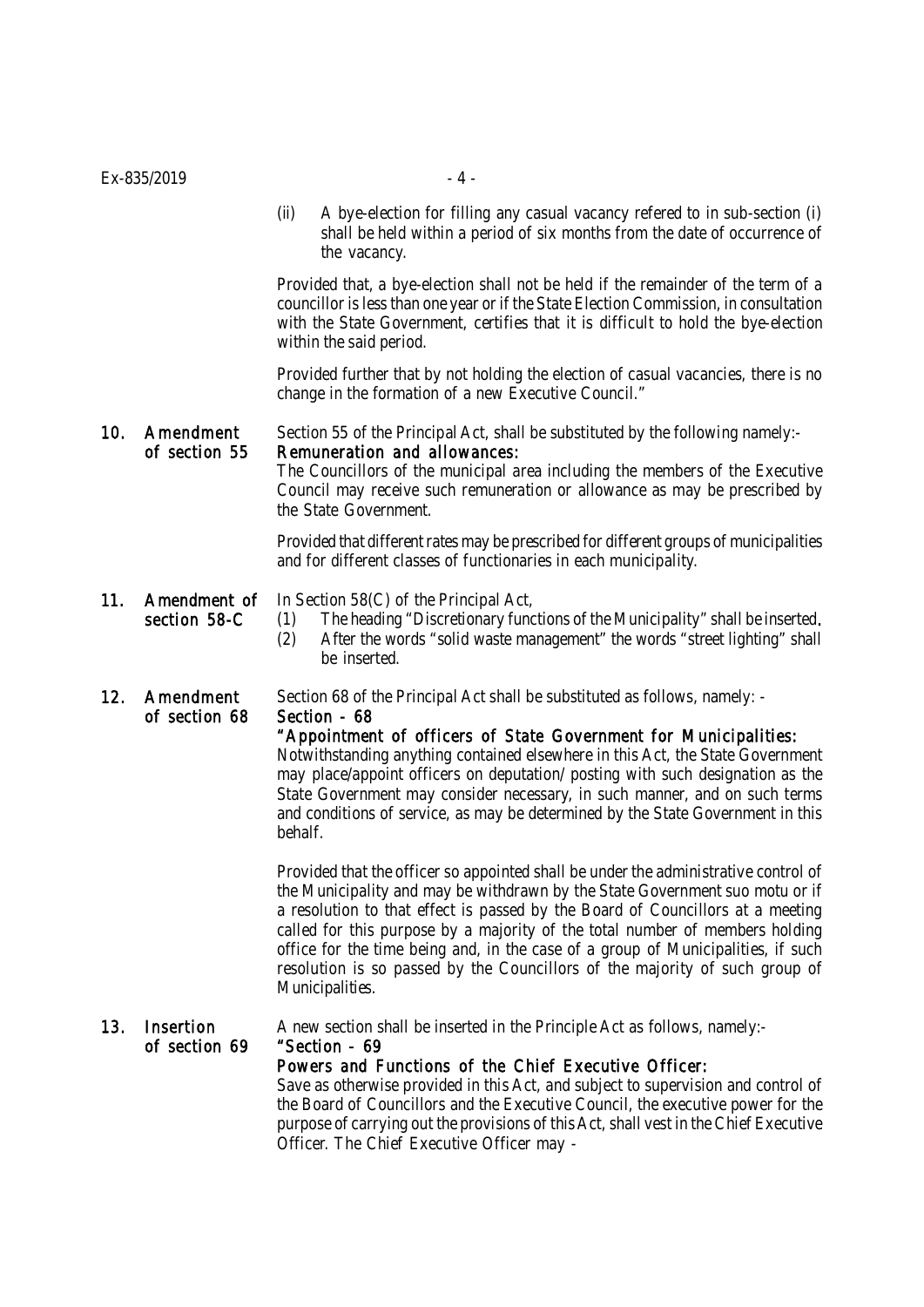(ii) A bye-election for filling any casual vacancy refered to in sub-section (i) shall be held within a period of six months from the date of occurrence of the vacancy.

Provided that, a bye-election shall not be held if the remainder of the term of a councillor is less than one year or if the State Election Commission, in consultation with the State Government, certifies that it is difficult to hold the bye-election within the said period.

Provided further that by not holding the election of casual vacancies, there is no change in the formation of a new Executive Council."

**10. Amendment of section 55**

Section 55 of the Principal Act, shall be substituted by the following namely:-

**Remuneration and allowances:**

The Councillors of the municipal area including the members of the Executive Council may receive such remuneration or allowance as may be prescribed by the State Government.

Provided that different rates may be prescribed for different groups of municipalities and for different classes of functionaries in each municipality.

**11. Amendment of section 58-C**

In Section 58(C) of the Principal Act,

(1) The heading "Discretionary functions of the Municipality" shall be inserted.

(2) After the words "solid waste management" the words "street lighting" shall be inserted.

**12. Amendment of section 68**

Section 68 of the Principal Act shall be substituted as follows, namely: -

**Section - 68**

**"Appointment of officers of State Government for Municipalities:**

Notwithstanding anything contained elsewhere in this Act, the State Government may place/appoint officers on deputation/ posting with such designation as the State Government may consider necessary, in such manner, and on such terms and conditions of service, as may be determined by the State Government in this behalf.

Provided that the officer so appointed shall be under the administrative control of the Municipality and may be withdrawn by the State Government suo motu or if a resolution to that effect is passed by the Board of Councillors at a meeting called for this purpose by a majority of the total number of members holding office for the time being and, in the case of a group of Municipalities, if such resolution is so passed by the Councillors of the majority of such group of Municipalities.

**13. Insertion of section 69**

A new section shall be inserted in the Principle Act as follows, namely:-

**"Section - 69**

**Powers and Functions of the Chief Executive Officer:**

Save as otherwise provided in this Act, and subject to supervision and control of the Board of Councillors and the Executive Council, the executive power for the purpose of carrying out the provisions of this Act, shall vest in the Chief Executive Officer. The Chief Executive Officer may -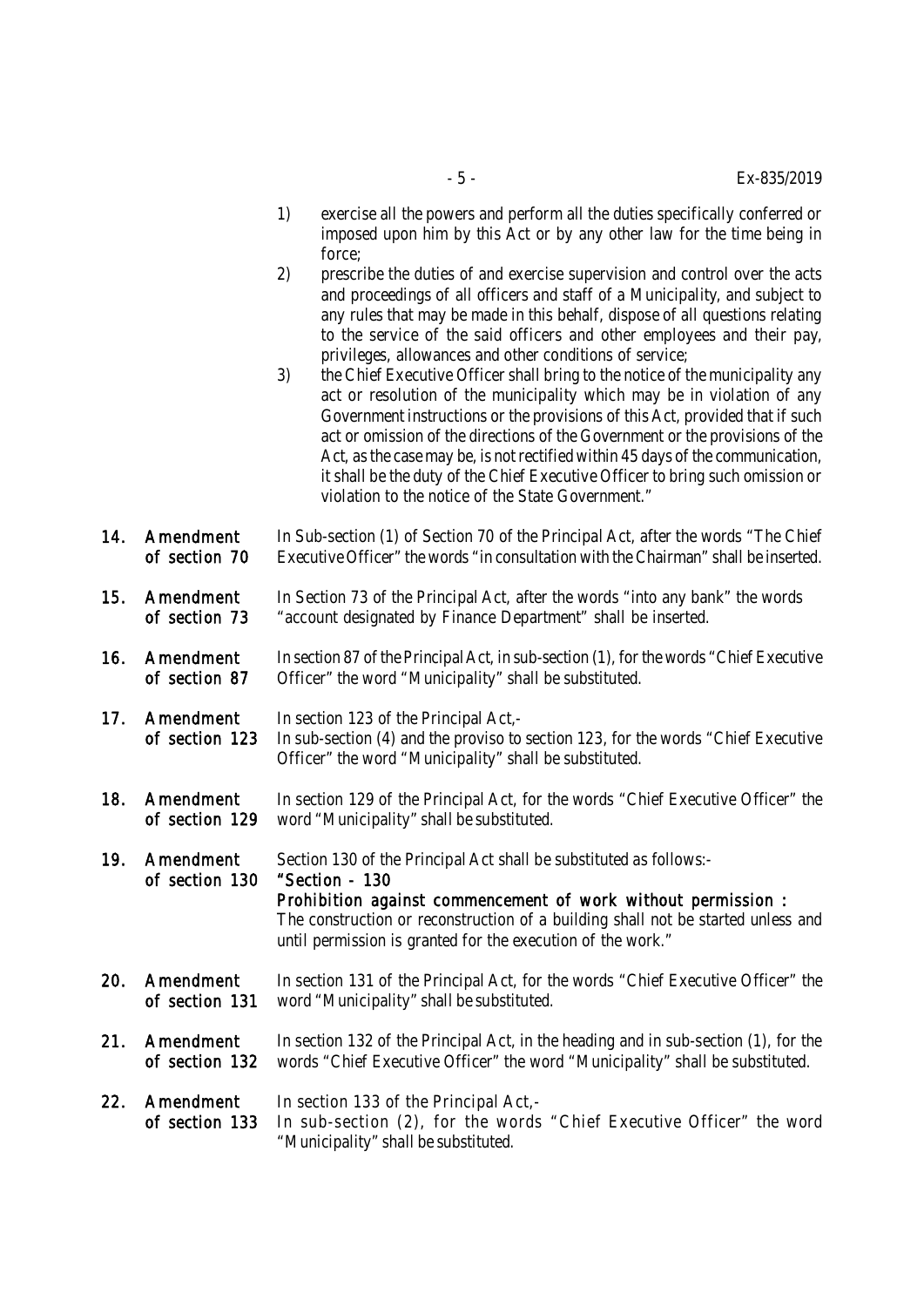1) exercise all the powers and perform all the duties specifically conferred or imposed upon him by this Act or by any other law for the time being in force;

2) prescribe the duties of and exercise supervision and control over the acts and proceedings of all officers and staff of a Municipality, and subject to any rules that may be made in this behalf, dispose of all questions relating to the service of the said officers and other employees and their pay, privileges, allowances and other conditions of service;

3) the Chief Executive Officer shall bring to the notice of the municipality any act or resolution of the municipality which may be in violation of any Government instructions or the provisions of this Act, provided that if such act or omission of the directions of the Government or the provisions of the Act, as the case may be, is not rectified within 45 days of the communication, it shall be the duty of the Chief Executive Officer to bring such omission or violation to the notice of the State Government."

**14. Amendment of section 70** — In Sub-section (1) of Section 70 of the Principal Act, after the words "The Chief Executive Officer" the words "in consultation with the Chairman" shall be inserted.

**15. Amendment of section 73** — In Section 73 of the Principal Act, after the words "into any bank" the words "account designated by Finance Department" shall be inserted.

**16. Amendment of section 87** — In section 87 of the Principal Act, in sub-section (1), for the words "Chief Executive Officer" the word "Municipality" shall be substituted.

**17. Amendment of section 123** — In section 123 of the Principal Act,-
In sub-section (4) and the proviso to section 123, for the words "Chief Executive Officer" the word "Municipality" shall be substituted.

**18. Amendment of section 129** — In section 129 of the Principal Act, for the words "Chief Executive Officer" the word "Municipality" shall be substituted.

**19. Amendment of section 130** — Section 130 of the Principal Act shall be substituted as follows:-

**"Section - 130**

**Prohibition against commencement of work without permission :**
The construction or reconstruction of a building shall not be started unless and until permission is granted for the execution of the work."

**20. Amendment of section 131** — In section 131 of the Principal Act, for the words "Chief Executive Officer" the word "Municipality" shall be substituted.

**21. Amendment of section 132** — In section 132 of the Principal Act, in the heading and in sub-section (1), for the words "Chief Executive Officer" the word "Municipality" shall be substituted.

**22. Amendment of section 133** — In section 133 of the Principal Act,-
In sub-section (2), for the words "Chief Executive Officer" the word "Municipality" shall be substituted.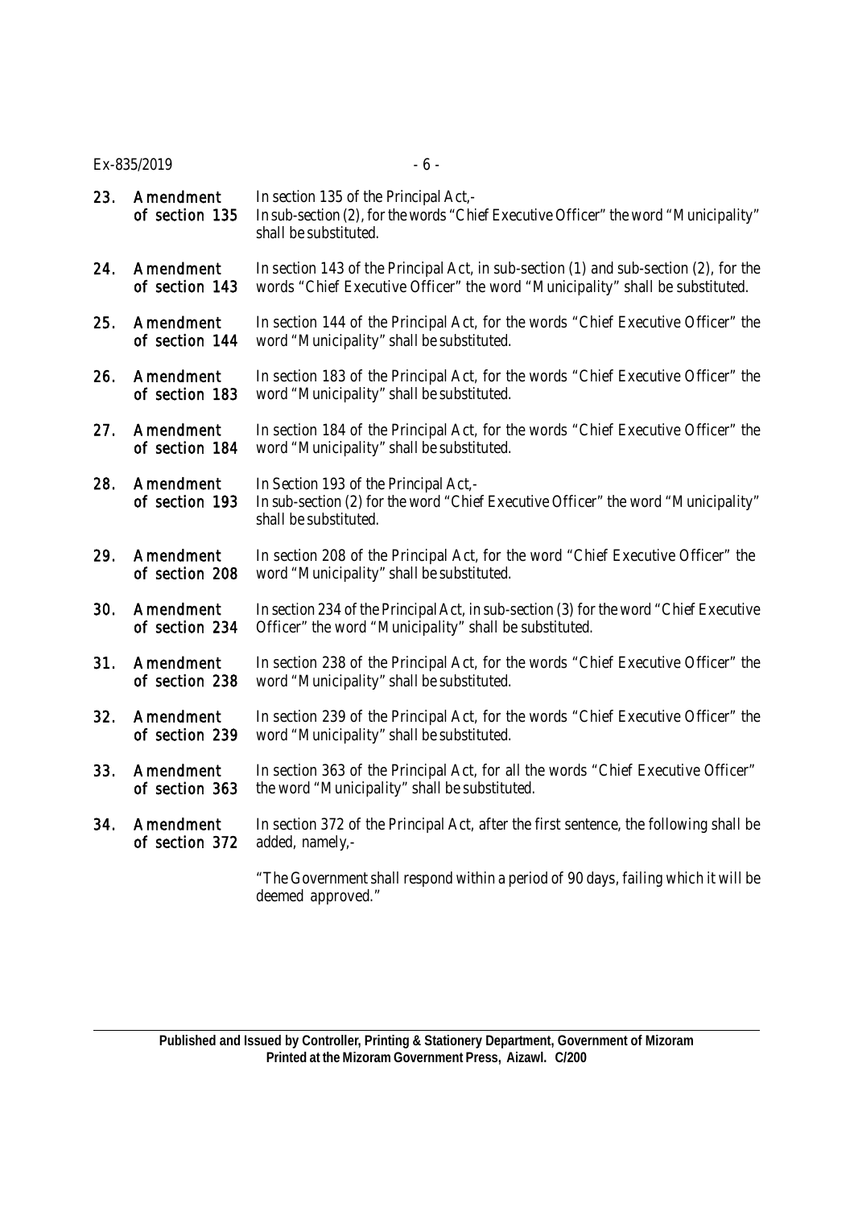**23. Amendment of section 135**

In section 135 of the Principal Act,-
In sub-section (2), for the words "Chief Executive Officer" the word "Municipality" shall be substituted.

**24. Amendment of section 143**

In section 143 of the Principal Act, in sub-section (1) and sub-section (2), for the words "Chief Executive Officer" the word "Municipality" shall be substituted.

**25. Amendment of section 144**

In section 144 of the Principal Act, for the words "Chief Executive Officer" the word "Municipality" shall be substituted.

**26. Amendment of section 183**

In section 183 of the Principal Act, for the words "Chief Executive Officer" the word "Municipality" shall be substituted.

**27. Amendment of section 184**

In section 184 of the Principal Act, for the words "Chief Executive Officer" the word "Municipality" shall be substituted.

**28. Amendment of section 193**

In Section 193 of the Principal Act,-
In sub-section (2) for the word "Chief Executive Officer" the word "Municipality" shall be substituted.

**29. Amendment of section 208**

In section 208 of the Principal Act, for the word "Chief Executive Officer" the word "Municipality" shall be substituted.

**30. Amendment of section 234**

In section 234 of the Principal Act, in sub-section (3) for the word "Chief Executive Officer" the word "Municipality" shall be substituted.

**31. Amendment of section 238**

In section 238 of the Principal Act, for the words "Chief Executive Officer" the word "Municipality" shall be substituted.

**32. Amendment of section 239**

In section 239 of the Principal Act, for the words "Chief Executive Officer" the word "Municipality" shall be substituted.

**33. Amendment of section 363**

In section 363 of the Principal Act, for all the words "Chief Executive Officer" the word "Municipality" shall be substituted.

**34. Amendment of section 372**

In section 372 of the Principal Act, after the first sentence, the following shall be added, namely,-

"The Government shall respond within a period of 90 days, failing which it will be deemed approved."

---

**Published and Issued by Controller, Printing & Stationery Department, Government of Mizoram**
**Printed at the Mizoram Government Press, Aizawl. C/200**